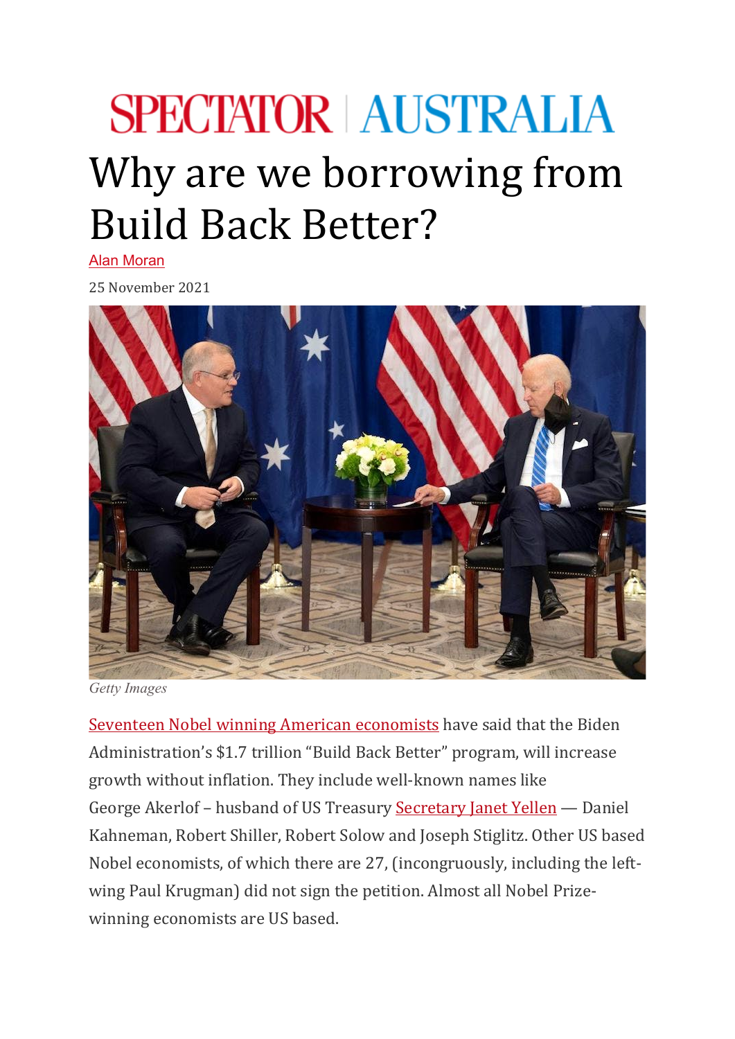SPECTATOR | AUSTRALIA

# Why are we borrowing from Build Back Better?

Alan Moran

25 November 2021

Getty Images

Seventeen Nobel winning American economists have said that the Biden Administration's $1.7 trillion "Build Back Better" program, will increase growth without inflation. They include well-known names like George Akerlof – husband of US Treasury Secretary Janet Yellen — Daniel Kahneman, Robert Shiller, Robert Solow and Joseph Stiglitz. Other US based Nobel economists, of which there are 27, (incongruously, including the left-wing Paul Krugman) did not sign the petition. Almost all Nobel Prize-winning economists are US based.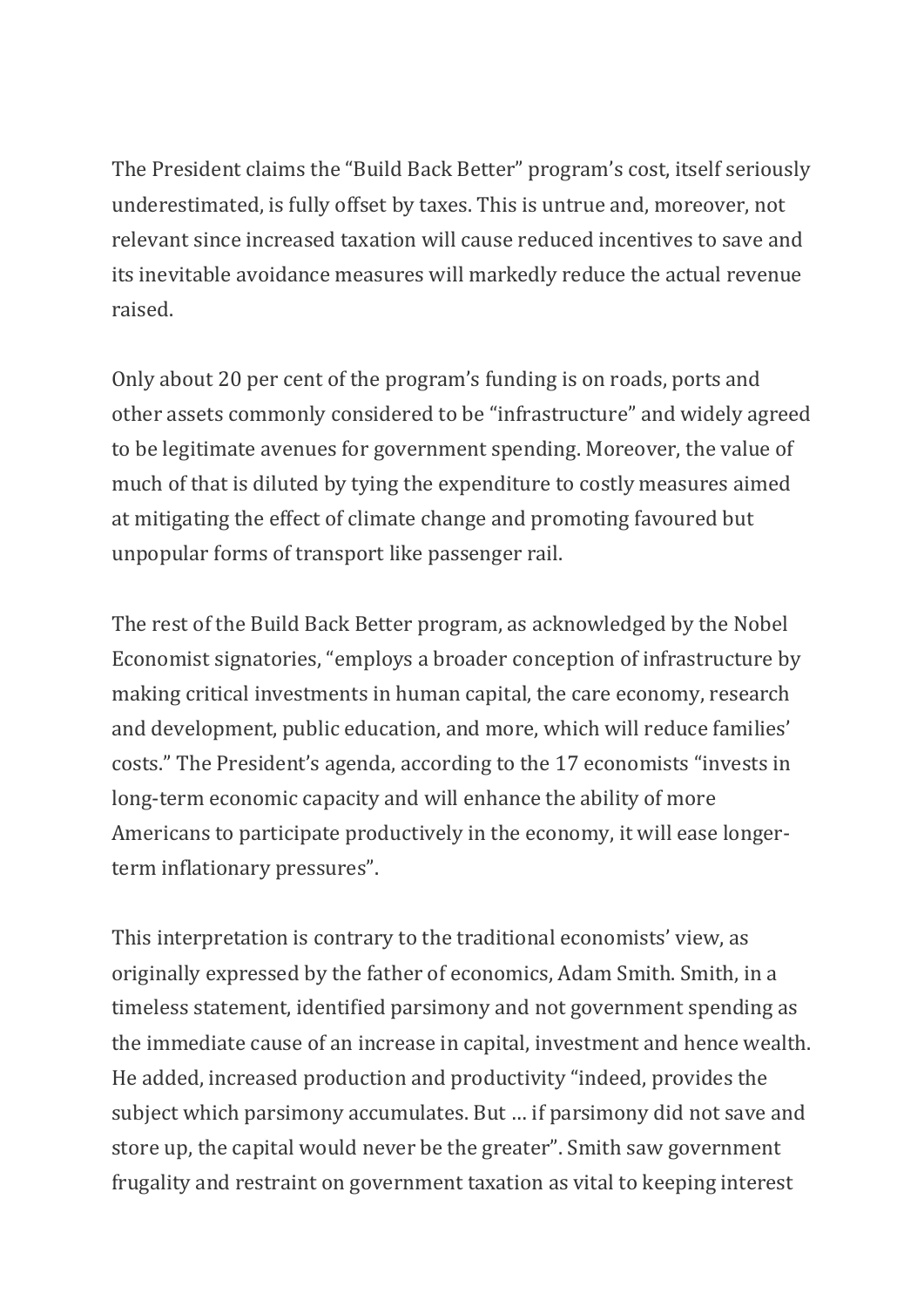The President claims the "Build Back Better" program's cost, itself seriously underestimated, is fully offset by taxes. This is untrue and, moreover, not relevant since increased taxation will cause reduced incentives to save and its inevitable avoidance measures will markedly reduce the actual revenue raised.

Only about 20 per cent of the program's funding is on roads, ports and other assets commonly considered to be "infrastructure" and widely agreed to be legitimate avenues for government spending. Moreover, the value of much of that is diluted by tying the expenditure to costly measures aimed at mitigating the effect of climate change and promoting favoured but unpopular forms of transport like passenger rail.

The rest of the Build Back Better program, as acknowledged by the Nobel Economist signatories, "employs a broader conception of infrastructure by making critical investments in human capital, the care economy, research and development, public education, and more, which will reduce families' costs." The President's agenda, according to the 17 economists "invests in long-term economic capacity and will enhance the ability of more Americans to participate productively in the economy, it will ease longer-term inflationary pressures".

This interpretation is contrary to the traditional economists' view, as originally expressed by the father of economics, Adam Smith. Smith, in a timeless statement, identified parsimony and not government spending as the immediate cause of an increase in capital, investment and hence wealth. He added, increased production and productivity "indeed, provides the subject which parsimony accumulates. But … if parsimony did not save and store up, the capital would never be the greater". Smith saw government frugality and restraint on government taxation as vital to keeping interest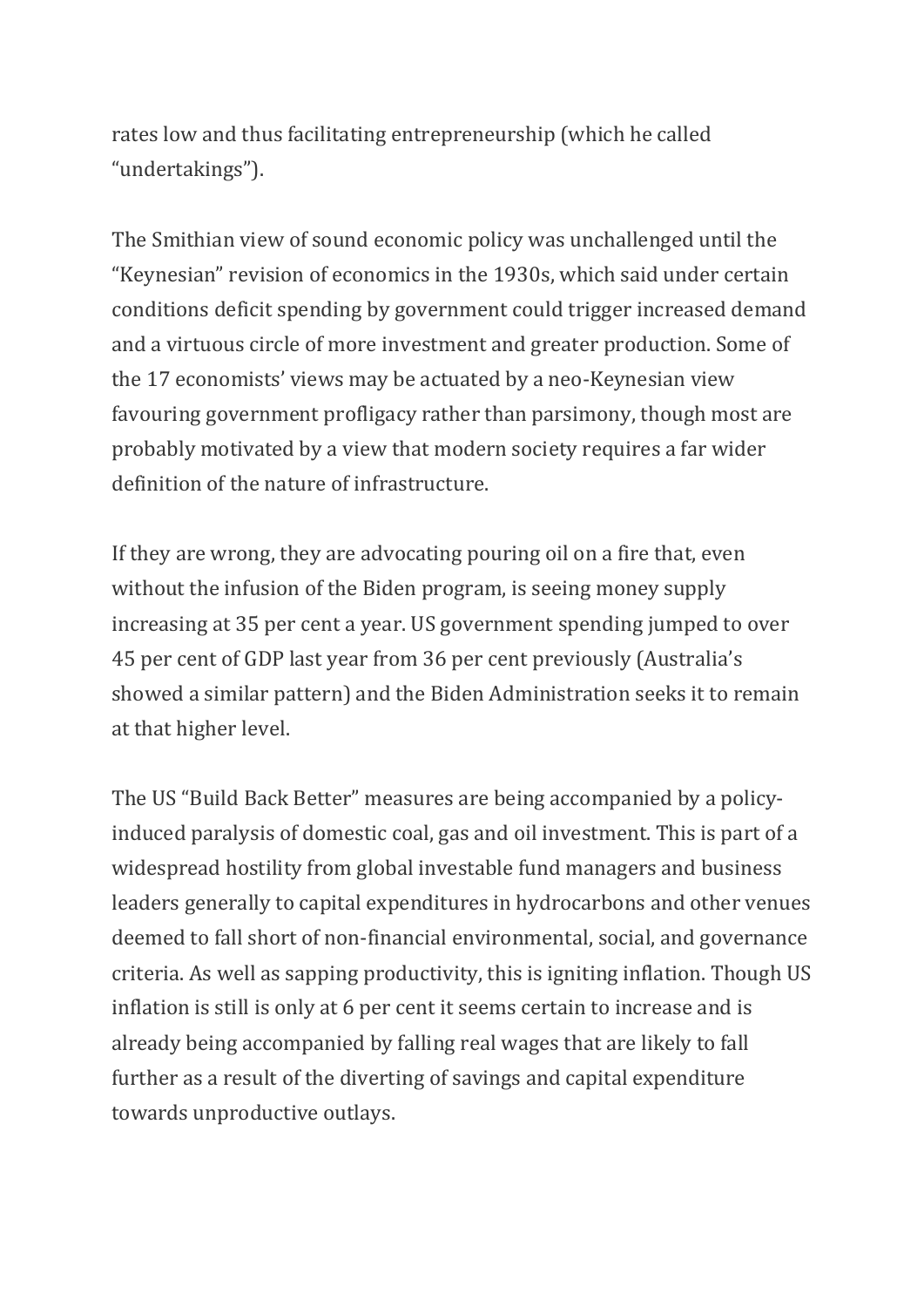rates low and thus facilitating entrepreneurship (which he called "undertakings").

The Smithian view of sound economic policy was unchallenged until the "Keynesian" revision of economics in the 1930s, which said under certain conditions deficit spending by government could trigger increased demand and a virtuous circle of more investment and greater production. Some of the 17 economists' views may be actuated by a neo-Keynesian view favouring government profligacy rather than parsimony, though most are probably motivated by a view that modern society requires a far wider definition of the nature of infrastructure.

If they are wrong, they are advocating pouring oil on a fire that, even without the infusion of the Biden program, is seeing money supply increasing at 35 per cent a year. US government spending jumped to over 45 per cent of GDP last year from 36 per cent previously (Australia's showed a similar pattern) and the Biden Administration seeks it to remain at that higher level.

The US "Build Back Better" measures are being accompanied by a policy-induced paralysis of domestic coal, gas and oil investment. This is part of a widespread hostility from global investable fund managers and business leaders generally to capital expenditures in hydrocarbons and other venues deemed to fall short of non-financial environmental, social, and governance criteria. As well as sapping productivity, this is igniting inflation. Though US inflation is still is only at 6 per cent it seems certain to increase and is already being accompanied by falling real wages that are likely to fall further as a result of the diverting of savings and capital expenditure towards unproductive outlays.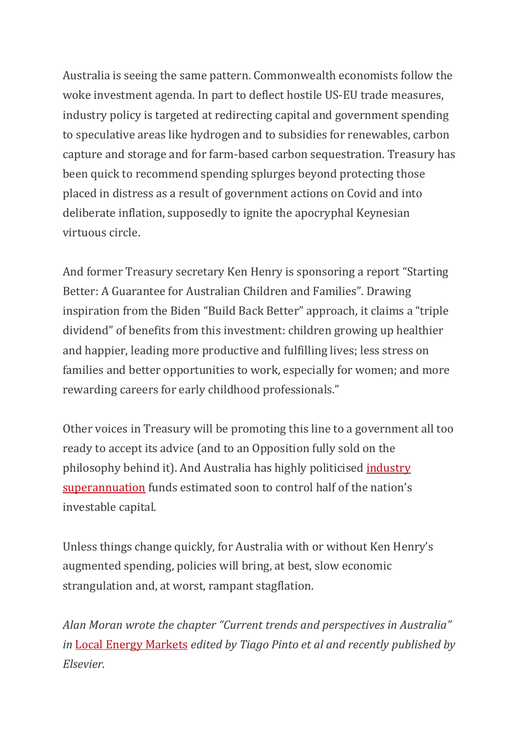Australia is seeing the same pattern. Commonwealth economists follow the woke investment agenda. In part to deflect hostile US-EU trade measures, industry policy is targeted at redirecting capital and government spending to speculative areas like hydrogen and to subsidies for renewables, carbon capture and storage and for farm-based carbon sequestration. Treasury has been quick to recommend spending splurges beyond protecting those placed in distress as a result of government actions on Covid and into deliberate inflation, supposedly to ignite the apocryphal Keynesian virtuous circle.

And former Treasury secretary Ken Henry is sponsoring a report "Starting Better: A Guarantee for Australian Children and Families". Drawing inspiration from the Biden "Build Back Better" approach, it claims a "triple dividend" of benefits from this investment: children growing up healthier and happier, leading more productive and fulfilling lives; less stress on families and better opportunities to work, especially for women; and more rewarding careers for early childhood professionals."

Other voices in Treasury will be promoting this line to a government all too ready to accept its advice (and to an Opposition fully sold on the philosophy behind it). And Australia has highly politicised [industry superannuation](#) funds estimated soon to control half of the nation's investable capital.

Unless things change quickly, for Australia with or without Ken Henry's augmented spending, policies will bring, at best, slow economic strangulation and, at worst, rampant stagflation.

*Alan Moran wrote the chapter "Current trends and perspectives in Australia" in* [Local Energy Markets](#) *edited by Tiago Pinto et al and recently published by Elsevier.*